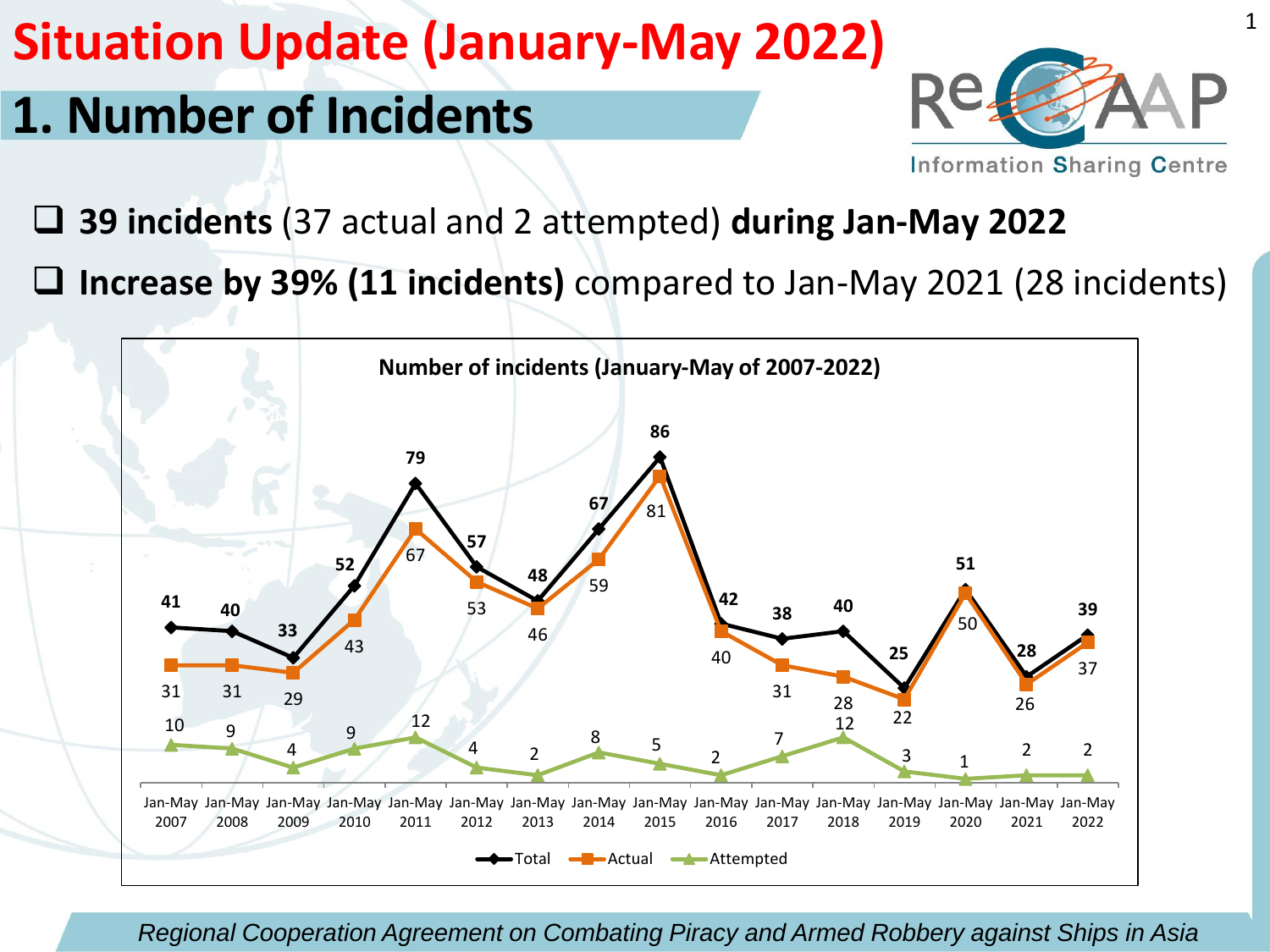# Situation Update (January-May 2022)

## 1. Number of Incidents

- **39 incidents** (37 actual and 2 attempted) **during Jan-May 2022**
- **Increase by 39% (11 incidents)** compared to Jan-May 2021 (28 incidents)

**Number of incidents (January-May of 2007-2022)**

| Period | Total | Actual | Attempted |
|---|---|---|---|
| Jan-May 2007 | 41 | 31 | 10 |
| Jan-May 2008 | 40 | 31 | 9 |
| Jan-May 2009 | 33 | 29 | 4 |
| Jan-May 2010 | 52 | 43 | 9 |
| Jan-May 2011 | 79 | 67 | 12 |
| Jan-May 2012 | 57 | 53 | 4 |
| Jan-May 2013 | 48 | 46 | 2 |
| Jan-May 2014 | 67 | 59 | 8 |
| Jan-May 2015 | 86 | 81 | 5 |
| Jan-May 2016 | 42 | 40 | 2 |
| Jan-May 2017 | 38 | 31 | 7 |
| Jan-May 2018 | 40 | 28 | 12 |
| Jan-May 2019 | 25 | 22 | 3 |
| Jan-May 2020 | 51 | 50 | 1 |
| Jan-May 2021 | 28 | 26 | 2 |
| Jan-May 2022 | 39 | 37 | 2 |

*Regional Cooperation Agreement on Combating Piracy and Armed Robbery against Ships in Asia*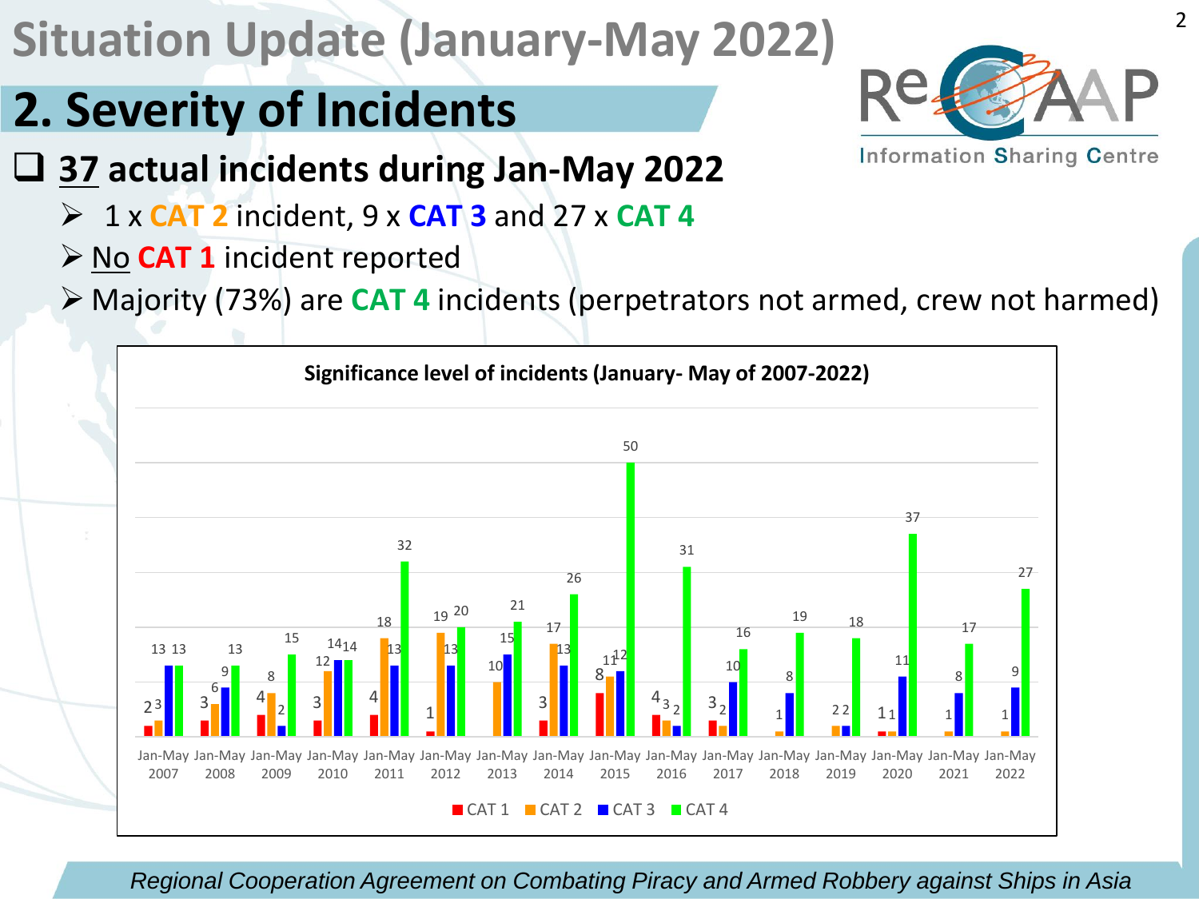# Situation Update (January-May 2022)

## 2. Severity of Incidents

- **37 actual incidents during Jan-May 2022**
  - 1 x **CAT 2** incident, 9 x **CAT 3** and 27 x **CAT 4**
  - No **CAT 1** incident reported
  - Majority (73%) are **CAT 4** incidents (perpetrators not armed, crew not harmed)

**Significance level of incidents (January- May of 2007-2022)**

| Period | CAT 1 | CAT 2 | CAT 3 | CAT 4 |
|---|---|---|---|---|
| Jan-May 2007 | 2 | 3 | 13 | 13 |
| Jan-May 2008 | 3 | 6 | 9 | 13 |
| Jan-May 2009 | 4 | 8 | 2 | 15 |
| Jan-May 2010 | 3 | 12 | 14 | 14 |
| Jan-May 2011 | 4 | 18 | 13 | 32 |
| Jan-May 2012 | 1 | 19 | 13 | 20 |
| Jan-May 2013 | | 10 | 15 | 21 |
| Jan-May 2014 | 3 | 17 | 13 | 26 |
| Jan-May 2015 | 8 | 11 | 12 | 50 |
| Jan-May 2016 | 4 | 3 | 2 | 31 |
| Jan-May 2017 | 3 | 2 | 10 | 16 |
| Jan-May 2018 | | 1 | 8 | 19 |
| Jan-May 2019 | | 2 | 2 | 18 |
| Jan-May 2020 | 1 | 1 | 11 | 37 |
| Jan-May 2021 | | 1 | 8 | 17 |
| Jan-May 2022 | | 1 | 9 | 27 |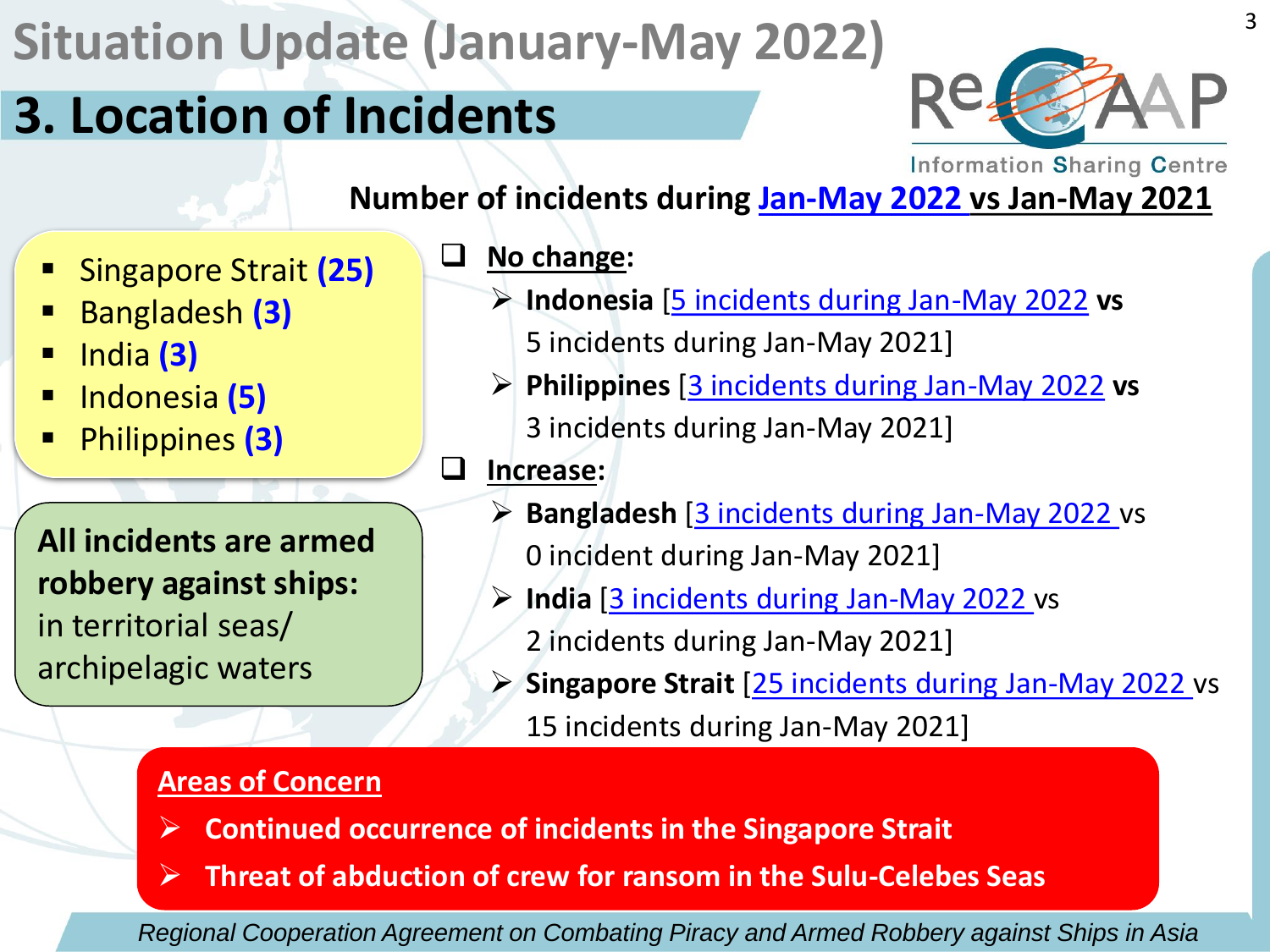# Situation Update (January-May 2022)

## 3. Location of Incidents

**Number of incidents during Jan-May 2022 vs Jan-May 2021**

- Singapore Strait **(25)**
- Bangladesh **(3)**
- India **(3)**
- Indonesia **(5)**
- Philippines **(3)**

**All incidents are armed robbery against ships:** in territorial seas/ archipelagic waters

- **No change:**
  - **Indonesia** [5 incidents during Jan-May 2022 **vs** 5 incidents during Jan-May 2021]
  - **Philippines** [3 incidents during Jan-May 2022 **vs** 3 incidents during Jan-May 2021]
- **Increase:**
  - **Bangladesh** [3 incidents during Jan-May 2022 vs 0 incident during Jan-May 2021]
  - **India** [3 incidents during Jan-May 2022 vs 2 incidents during Jan-May 2021]
  - **Singapore Strait** [25 incidents during Jan-May 2022 vs 15 incidents during Jan-May 2021]

**Areas of Concern**

- **Continued occurrence of incidents in the Singapore Strait**
- **Threat of abduction of crew for ransom in the Sulu-Celebes Seas**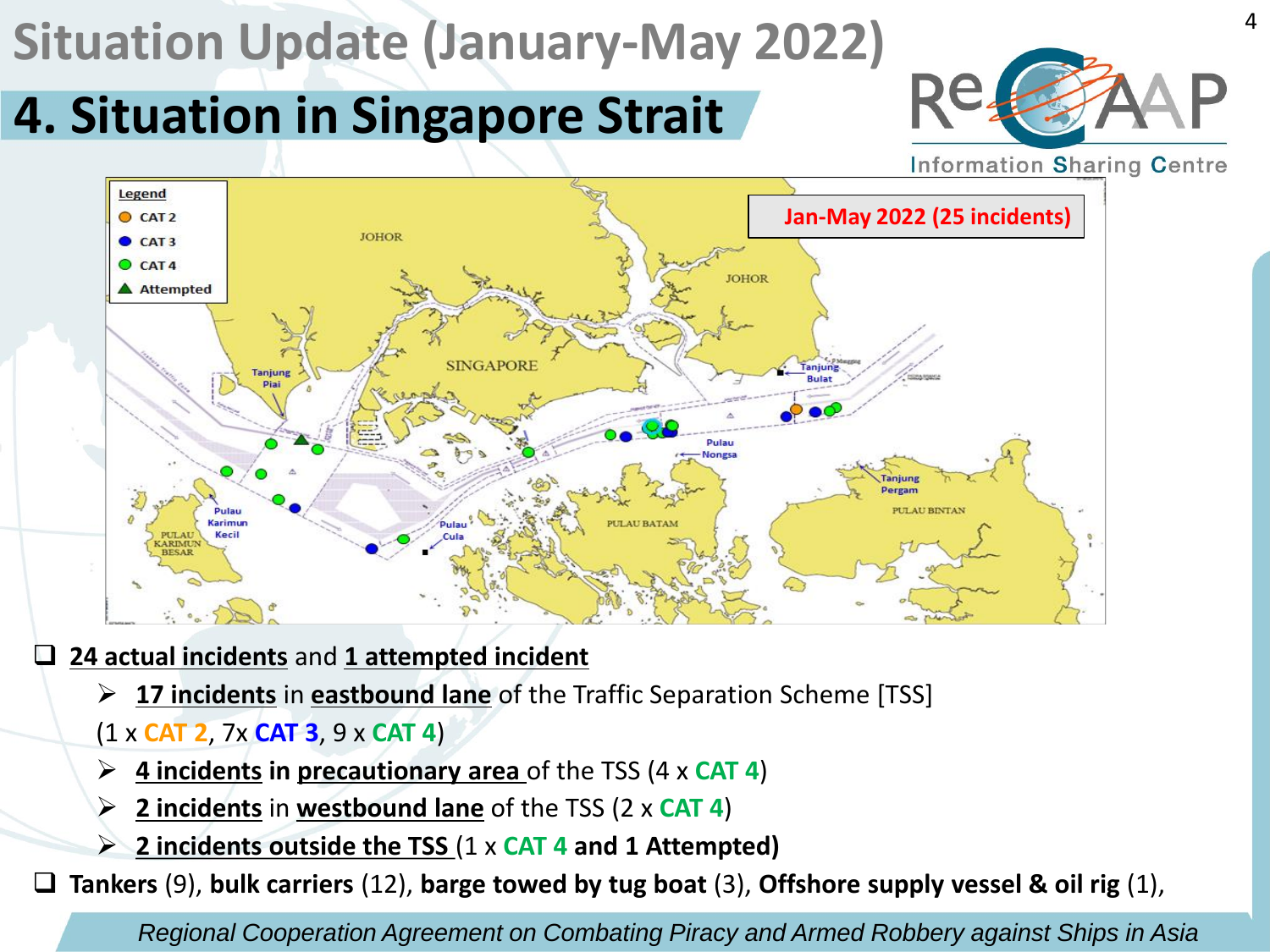# Situation Update (January-May 2022)

## 4. Situation in Singapore Strait

**Jan-May 2022 (25 incidents)**

- **24 actual incidents** and **1 attempted incident**
  - **17 incidents** in **eastbound lane** of the Traffic Separation Scheme [TSS] (1 x **CAT 2**, 7x **CAT 3**, 9 x **CAT 4**)
  - **4 incidents in precautionary area** of the TSS (4 x **CAT 4**)
  - **2 incidents** in **westbound lane** of the TSS (2 x **CAT 4**)
  - **2 incidents outside the TSS** (1 x **CAT 4 and 1 Attempted)**
- **Tankers** (9), **bulk carriers** (12), **barge towed by tug boat** (3), **Offshore supply vessel & oil rig** (1),

*Regional Cooperation Agreement on Combating Piracy and Armed Robbery against Ships in Asia*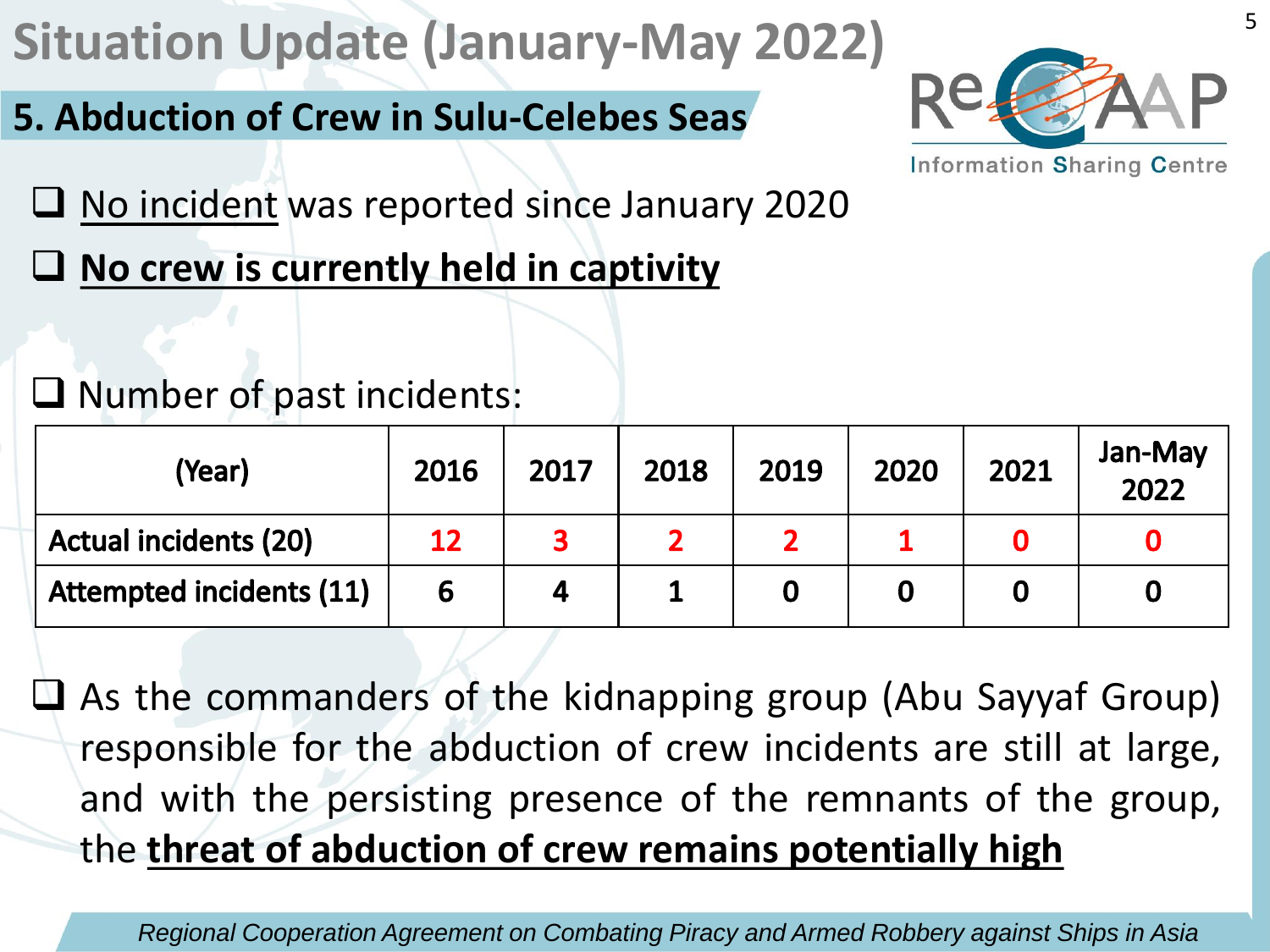# Situation Update (January-May 2022)

## 5. Abduction of Crew in Sulu-Celebes Seas

- No incident was reported since January 2020
- **No crew is currently held in captivity**

- Number of past incidents:

| (Year) | 2016 | 2017 | 2018 | 2019 | 2020 | 2021 | Jan-May 2022 |
|---|---|---|---|---|---|---|---|
| **Actual incidents (20)** | **12** | **3** | **2** | **2** | **1** | **0** | **0** |
| **Attempted incidents (11)** | **6** | **4** | **1** | **0** | **0** | **0** | **0** |

- As the commanders of the kidnapping group (Abu Sayyaf Group) responsible for the abduction of crew incidents are still at large, and with the persisting presence of the remnants of the group, the **threat of abduction of crew remains potentially high**